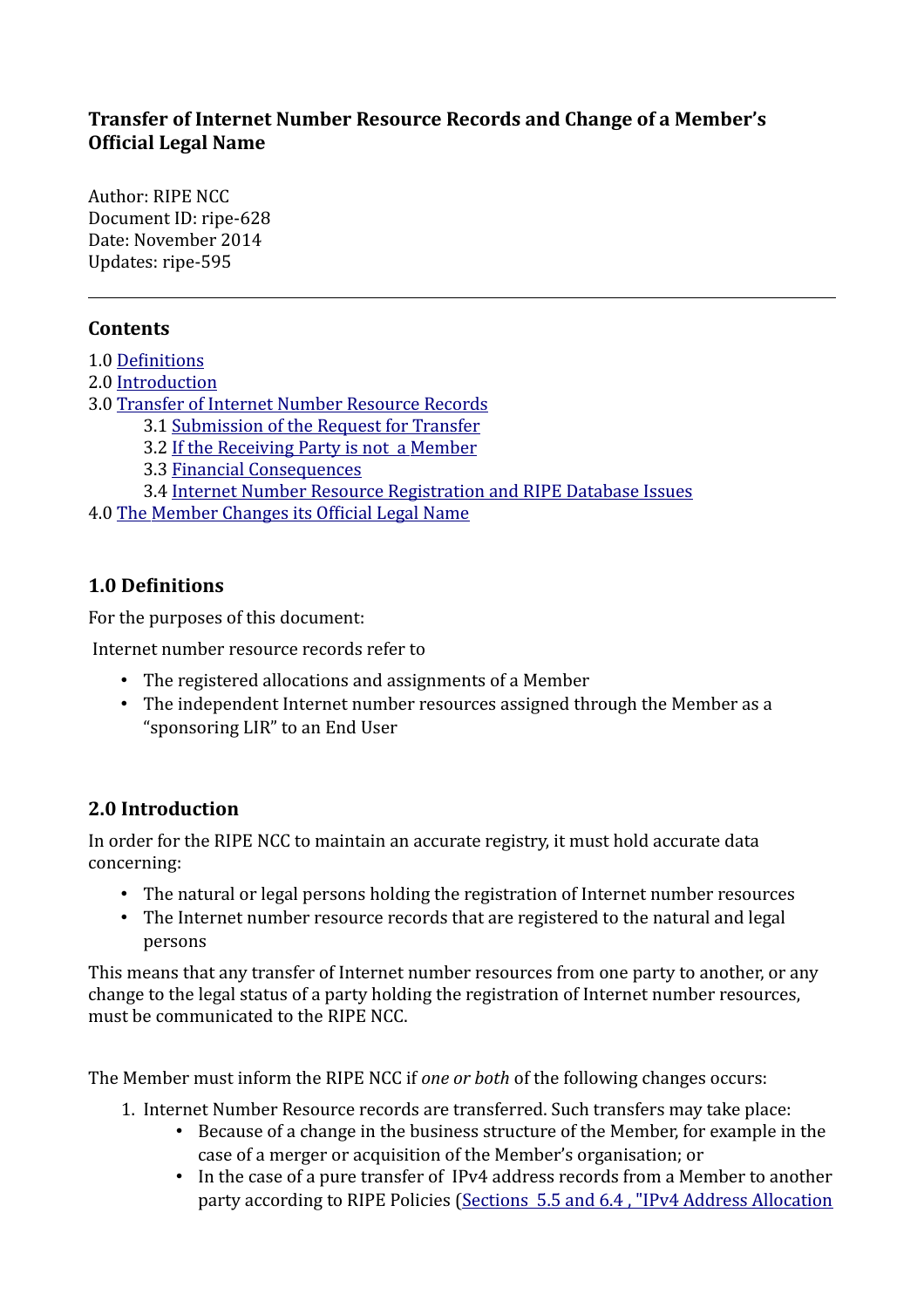# Transfer of Internet Number Resource Records and Change of a Member's Official Legal Name

Author: RIPE NCC
Document ID: ripe-628
Date: November 2014
Updates: ripe-595

---

## Contents

1.0 Definitions
2.0 Introduction
3.0 Transfer of Internet Number Resource Records
- 3.1 Submission of the Request for Transfer
- 3.2 If the Receiving Party is not a Member
- 3.3 Financial Consequences
- 3.4 Internet Number Resource Registration and RIPE Database Issues

4.0 The Member Changes its Official Legal Name

## 1.0 Definitions

For the purposes of this document:

Internet number resource records refer to

- The registered allocations and assignments of a Member
- The independent Internet number resources assigned through the Member as a "sponsoring LIR" to an End User

## 2.0 Introduction

In order for the RIPE NCC to maintain an accurate registry, it must hold accurate data concerning:

- The natural or legal persons holding the registration of Internet number resources
- The Internet number resource records that are registered to the natural and legal persons

This means that any transfer of Internet number resources from one party to another, or any change to the legal status of a party holding the registration of Internet number resources, must be communicated to the RIPE NCC.

The Member must inform the RIPE NCC if *one or both* of the following changes occurs:

1. Internet Number Resource records are transferred. Such transfers may take place:
   - Because of a change in the business structure of the Member, for example in the case of a merger or acquisition of the Member's organisation; or
   - In the case of a pure transfer of IPv4 address records from a Member to another party according to RIPE Policies (Sections 5.5 and 6.4 , "IPv4 Address Allocation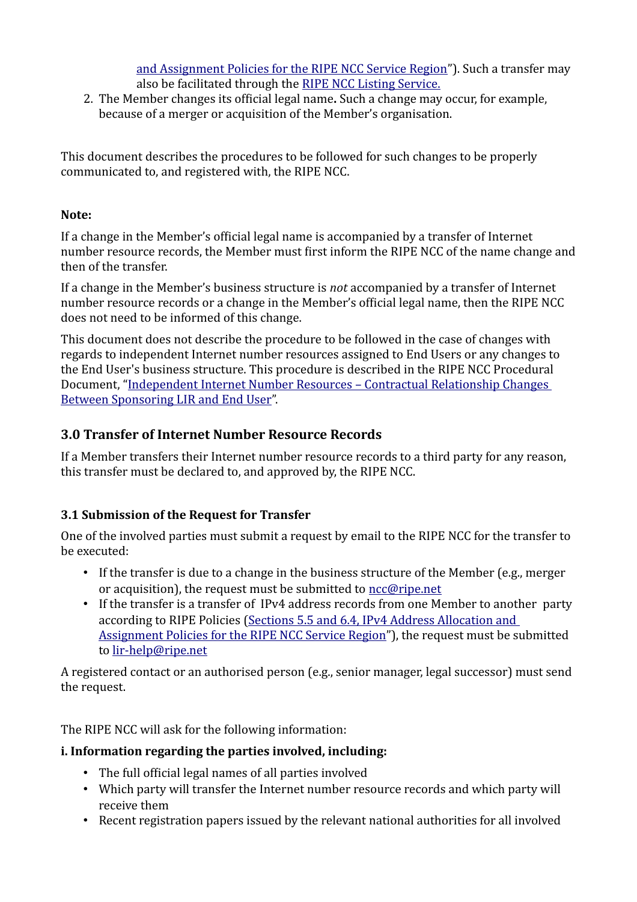and Assignment Policies for the RIPE NCC Service Region"). Such a transfer may also be facilitated through the RIPE NCC Listing Service.

2. The Member changes its official legal name**.** Such a change may occur, for example, because of a merger or acquisition of the Member's organisation.

This document describes the procedures to be followed for such changes to be properly communicated to, and registered with, the RIPE NCC.

**Note:**

If a change in the Member's official legal name is accompanied by a transfer of Internet number resource records, the Member must first inform the RIPE NCC of the name change and then of the transfer.

If a change in the Member's business structure is *not* accompanied by a transfer of Internet number resource records or a change in the Member's official legal name, then the RIPE NCC does not need to be informed of this change.

This document does not describe the procedure to be followed in the case of changes with regards to independent Internet number resources assigned to End Users or any changes to the End User's business structure. This procedure is described in the RIPE NCC Procedural Document, "Independent Internet Number Resources – Contractual Relationship Changes Between Sponsoring LIR and End User".

## 3.0 Transfer of Internet Number Resource Records

If a Member transfers their Internet number resource records to a third party for any reason, this transfer must be declared to, and approved by, the RIPE NCC.

### 3.1 Submission of the Request for Transfer

One of the involved parties must submit a request by email to the RIPE NCC for the transfer to be executed:

- If the transfer is due to a change in the business structure of the Member (e.g., merger or acquisition), the request must be submitted to ncc@ripe.net
- If the transfer is a transfer of IPv4 address records from one Member to another party according to RIPE Policies (Sections 5.5 and 6.4, IPv4 Address Allocation and Assignment Policies for the RIPE NCC Service Region"), the request must be submitted to lir-help@ripe.net

A registered contact or an authorised person (e.g., senior manager, legal successor) must send the request.

The RIPE NCC will ask for the following information:

**i. Information regarding the parties involved, including:**

- The full official legal names of all parties involved
- Which party will transfer the Internet number resource records and which party will receive them
- Recent registration papers issued by the relevant national authorities for all involved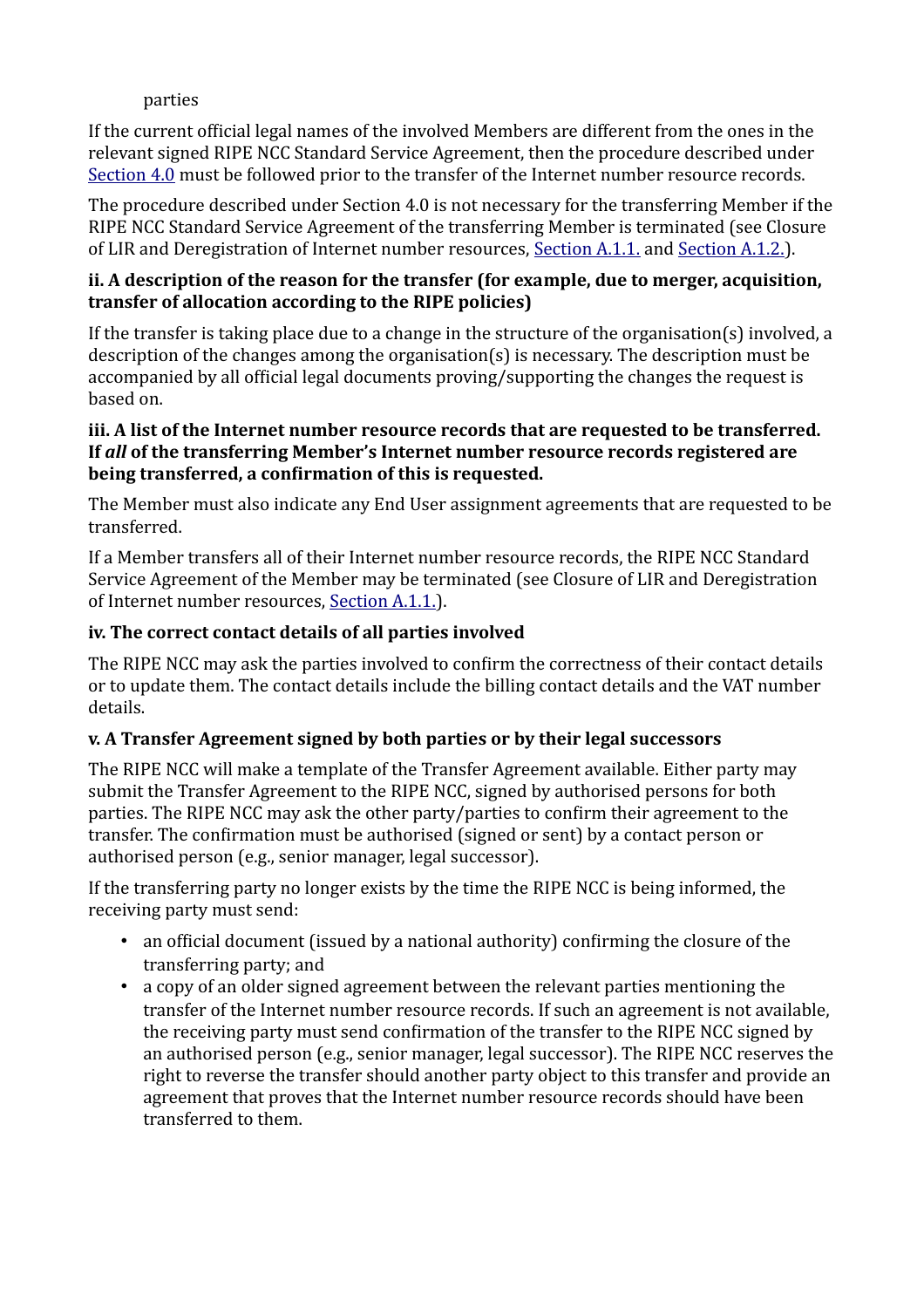parties

If the current official legal names of the involved Members are different from the ones in the relevant signed RIPE NCC Standard Service Agreement, then the procedure described under [Section 4.0](#) must be followed prior to the transfer of the Internet number resource records.

The procedure described under Section 4.0 is not necessary for the transferring Member if the RIPE NCC Standard Service Agreement of the transferring Member is terminated (see Closure of LIR and Deregistration of Internet number resources, [Section A.1.1.](#) and [Section A.1.2.](#)).

**ii. A description of the reason for the transfer (for example, due to merger, acquisition, transfer of allocation according to the RIPE policies)**

If the transfer is taking place due to a change in the structure of the organisation(s) involved, a description of the changes among the organisation(s) is necessary. The description must be accompanied by all official legal documents proving/supporting the changes the request is based on.

**iii. A list of the Internet number resource records that are requested to be transferred. If *all* of the transferring Member's Internet number resource records registered are being transferred, a confirmation of this is requested.**

The Member must also indicate any End User assignment agreements that are requested to be transferred.

If a Member transfers all of their Internet number resource records, the RIPE NCC Standard Service Agreement of the Member may be terminated (see Closure of LIR and Deregistration of Internet number resources, [Section A.1.1.](#)).

**iv. The correct contact details of all parties involved**

The RIPE NCC may ask the parties involved to confirm the correctness of their contact details or to update them. The contact details include the billing contact details and the VAT number details.

**v. A Transfer Agreement signed by both parties or by their legal successors**

The RIPE NCC will make a template of the Transfer Agreement available. Either party may submit the Transfer Agreement to the RIPE NCC, signed by authorised persons for both parties. The RIPE NCC may ask the other party/parties to confirm their agreement to the transfer. The confirmation must be authorised (signed or sent) by a contact person or authorised person (e.g., senior manager, legal successor).

If the transferring party no longer exists by the time the RIPE NCC is being informed, the receiving party must send:

- an official document (issued by a national authority) confirming the closure of the transferring party; and
- a copy of an older signed agreement between the relevant parties mentioning the transfer of the Internet number resource records. If such an agreement is not available, the receiving party must send confirmation of the transfer to the RIPE NCC signed by an authorised person (e.g., senior manager, legal successor). The RIPE NCC reserves the right to reverse the transfer should another party object to this transfer and provide an agreement that proves that the Internet number resource records should have been transferred to them.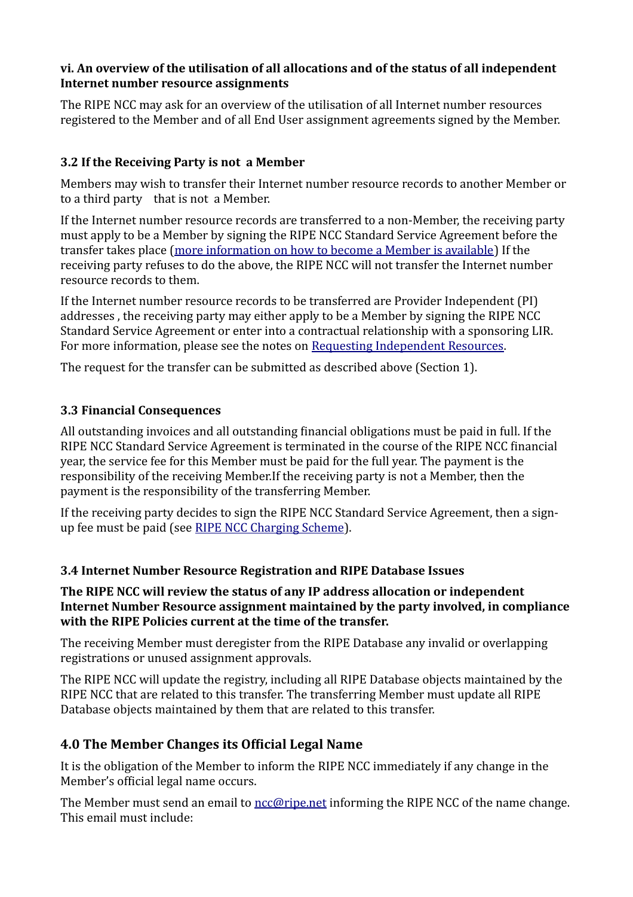**vi. An overview of the utilisation of all allocations and of the status of all independent Internet number resource assignments**

The RIPE NCC may ask for an overview of the utilisation of all Internet number resources registered to the Member and of all End User assignment agreements signed by the Member.

### 3.2 If the Receiving Party is not a Member

Members may wish to transfer their Internet number resource records to another Member or to a third party that is not a Member.

If the Internet number resource records are transferred to a non-Member, the receiving party must apply to be a Member by signing the RIPE NCC Standard Service Agreement before the transfer takes place (more information on how to become a Member is available) If the receiving party refuses to do the above, the RIPE NCC will not transfer the Internet number resource records to them.

If the Internet number resource records to be transferred are Provider Independent (PI) addresses , the receiving party may either apply to be a Member by signing the RIPE NCC Standard Service Agreement or enter into a contractual relationship with a sponsoring LIR. For more information, please see the notes on Requesting Independent Resources.

The request for the transfer can be submitted as described above (Section 1).

### 3.3 Financial Consequences

All outstanding invoices and all outstanding financial obligations must be paid in full. If the RIPE NCC Standard Service Agreement is terminated in the course of the RIPE NCC financial year, the service fee for this Member must be paid for the full year. The payment is the responsibility of the receiving Member.If the receiving party is not a Member, then the payment is the responsibility of the transferring Member.

If the receiving party decides to sign the RIPE NCC Standard Service Agreement, then a sign-up fee must be paid (see RIPE NCC Charging Scheme).

### 3.4 Internet Number Resource Registration and RIPE Database Issues

**The RIPE NCC will review the status of any IP address allocation or independent Internet Number Resource assignment maintained by the party involved, in compliance with the RIPE Policies current at the time of the transfer.**

The receiving Member must deregister from the RIPE Database any invalid or overlapping registrations or unused assignment approvals.

The RIPE NCC will update the registry, including all RIPE Database objects maintained by the RIPE NCC that are related to this transfer. The transferring Member must update all RIPE Database objects maintained by them that are related to this transfer.

## 4.0 The Member Changes its Official Legal Name

It is the obligation of the Member to inform the RIPE NCC immediately if any change in the Member's official legal name occurs.

The Member must send an email to ncc@ripe.net informing the RIPE NCC of the name change. This email must include: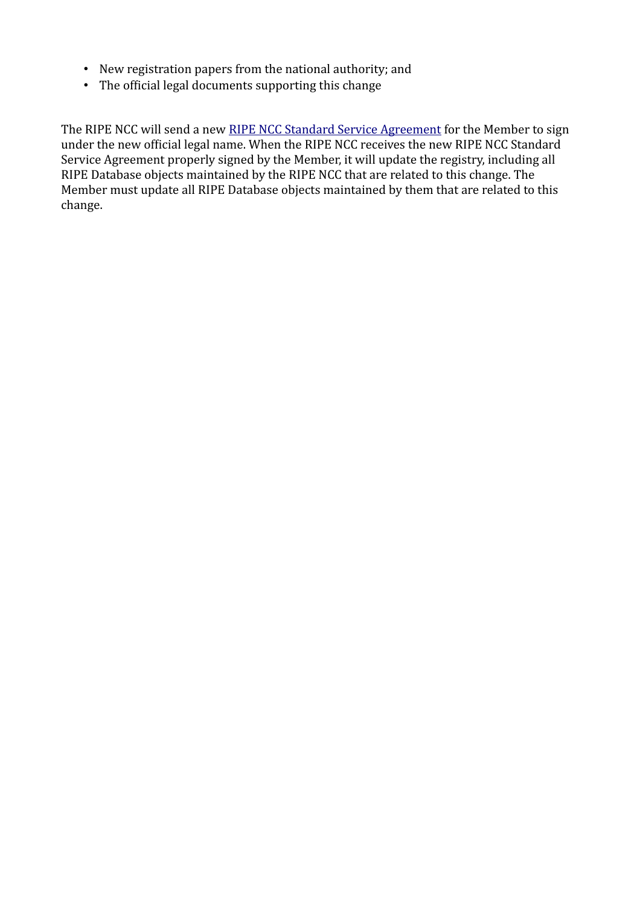- New registration papers from the national authority; and
- The official legal documents supporting this change

The RIPE NCC will send a new RIPE NCC Standard Service Agreement for the Member to sign under the new official legal name. When the RIPE NCC receives the new RIPE NCC Standard Service Agreement properly signed by the Member, it will update the registry, including all RIPE Database objects maintained by the RIPE NCC that are related to this change. The Member must update all RIPE Database objects maintained by them that are related to this change.